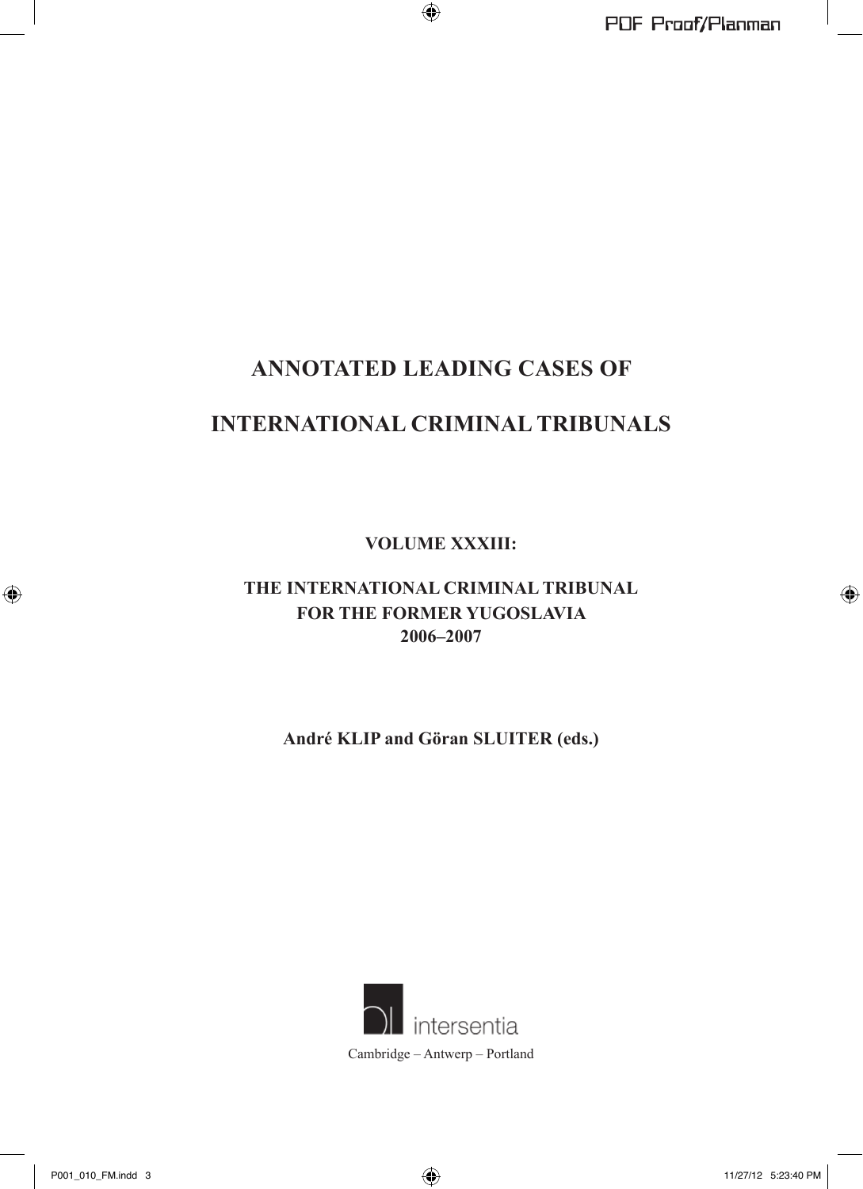# ANNOTATED LEADING CASES OF

# INTERNATIONAL CRIMINAL TRIBUNALS

**VOLUME XXXIII:**

**THE INTERNATIONAL CRIMINAL TRIBUNAL FOR THE FORMER YUGOSLAVIA 2006–2007**

**André KLIP and Göran SLUITER (eds.)**

intersentia

Cambridge – Antwerp – Portland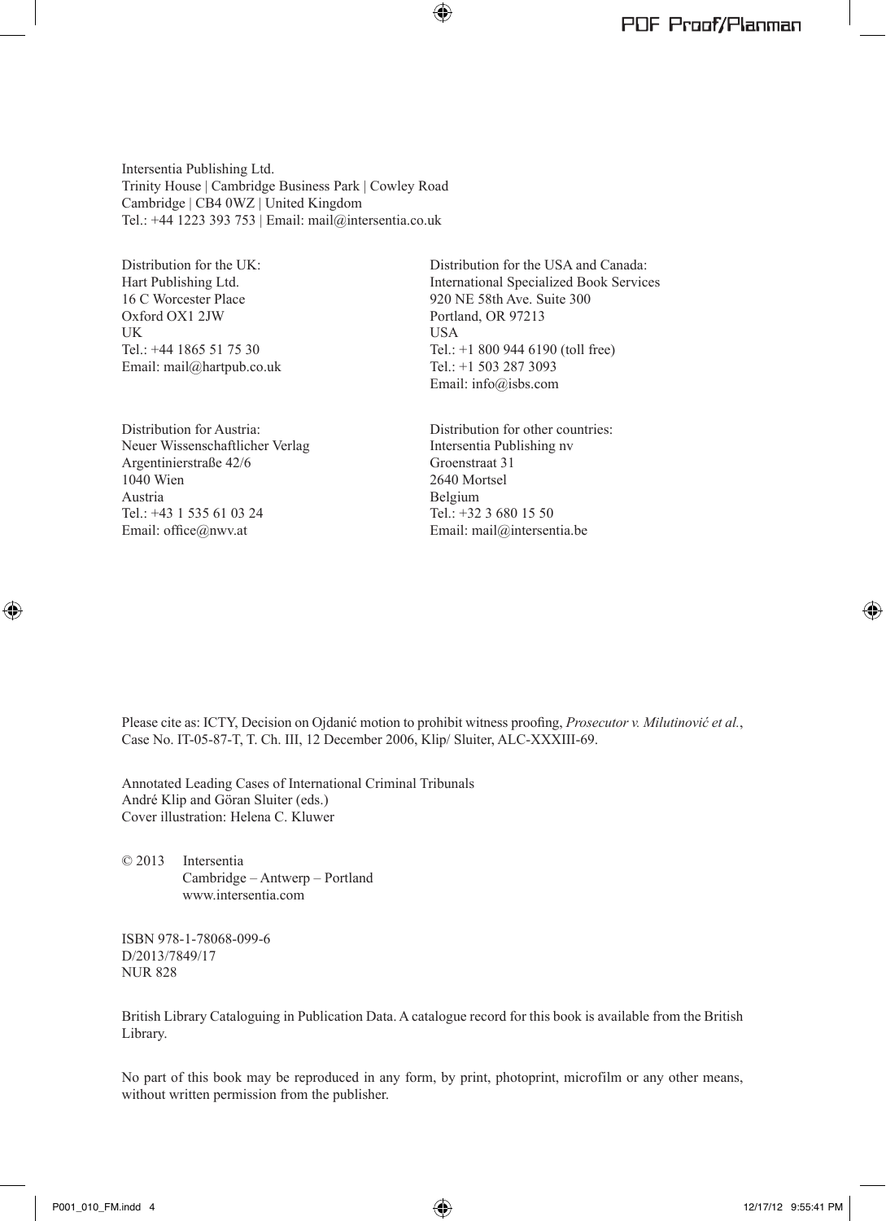Intersentia Publishing Ltd.
Trinity House | Cambridge Business Park | Cowley Road
Cambridge | CB4 0WZ | United Kingdom
Tel.: +44 1223 393 753 | Email: mail@intersentia.co.uk

Distribution for the UK:
Hart Publishing Ltd.
16 C Worcester Place
Oxford OX1 2JW
UK
Tel.: +44 1865 51 75 30
Email: mail@hartpub.co.uk

Distribution for the USA and Canada:
International Specialized Book Services
920 NE 58th Ave. Suite 300
Portland, OR 97213
USA
Tel.: +1 800 944 6190 (toll free)
Tel.: +1 503 287 3093
Email: info@isbs.com

Distribution for Austria:
Neuer Wissenschaftlicher Verlag
Argentinierstraße 42/6
1040 Wien
Austria
Tel.: +43 1 535 61 03 24
Email: office@nwv.at

Distribution for other countries:
Intersentia Publishing nv
Groenstraat 31
2640 Mortsel
Belgium
Tel.: +32 3 680 15 50
Email: mail@intersentia.be

Please cite as: ICTY, Decision on Ojdanić motion to prohibit witness proofing, *Prosecutor v. Milutinović et al.*, Case No. IT-05-87-T, T. Ch. III, 12 December 2006, Klip/ Sluiter, ALC-XXXIII-69.

Annotated Leading Cases of International Criminal Tribunals
André Klip and Göran Sluiter (eds.)
Cover illustration: Helena C. Kluwer

© 2013 Intersentia
Cambridge – Antwerp – Portland
www.intersentia.com

ISBN 978-1-78068-099-6
D/2013/7849/17
NUR 828

British Library Cataloguing in Publication Data. A catalogue record for this book is available from the British Library.

No part of this book may be reproduced in any form, by print, photoprint, microfilm or any other means, without written permission from the publisher.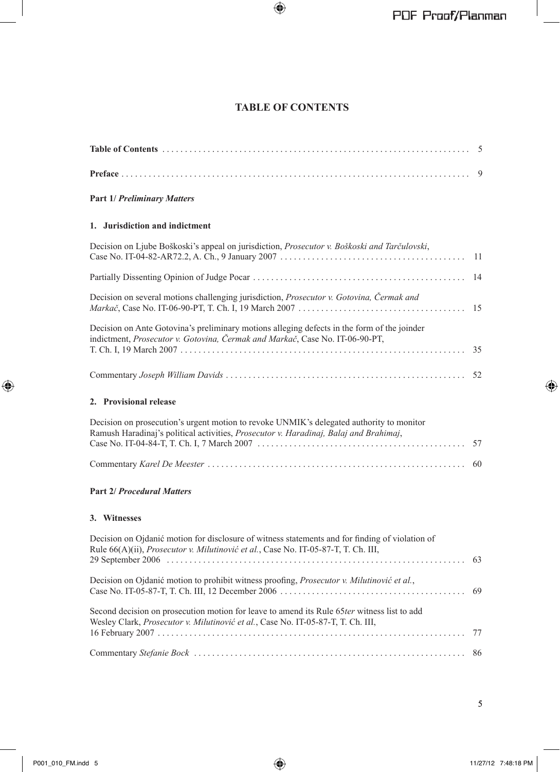# TABLE OF CONTENTS

**Table of Contents** . . . . . . . . . . . . . . . . . . . . . . . . . . . . . . . . . . . . . . . . . . . . . . . . . . . . . . . . . . . . . . . . . . . . 5

**Preface** . . . . . . . . . . . . . . . . . . . . . . . . . . . . . . . . . . . . . . . . . . . . . . . . . . . . . . . . . . . . . . . . . . . . . . . . . . . . . . 9

**Part 1/ *Preliminary Matters***

**1. Jurisdiction and indictment**

Decision on Ljube Boškoski's appeal on jurisdiction, *Prosecutor v. Boškoski and Tarčulovski*, Case No. IT-04-82-AR72.2, A. Ch., 9 January 2007 . . . . . . . . . . . . . . . . . . . . . . . . . . . . . . . . . . . . . . . . 11

Partially Dissenting Opinion of Judge Pocar . . . . . . . . . . . . . . . . . . . . . . . . . . . . . . . . . . . . . . . . . . . . . . 14

Decision on several motions challenging jurisdiction, *Prosecutor v. Gotovina, Čermak and Markač*, Case No. IT-06-90-PT, T. Ch. I, 19 March 2007 . . . . . . . . . . . . . . . . . . . . . . . . . . . . . . . . . . . . 15

Decision on Ante Gotovina's preliminary motions alleging defects in the form of the joinder indictment, *Prosecutor v. Gotovina, Čermak and Markač*, Case No. IT-06-90-PT, T. Ch. I, 19 March 2007 . . . . . . . . . . . . . . . . . . . . . . . . . . . . . . . . . . . . . . . . . . . . . . . . . . . . . . . . . . . . . . . 35

Commentary *Joseph William Davids* . . . . . . . . . . . . . . . . . . . . . . . . . . . . . . . . . . . . . . . . . . . . . . . . . . . . 52

**2. Provisional release**

Decision on prosecution's urgent motion to revoke UNMIK's delegated authority to monitor Ramush Haradinaj's political activities, *Prosecutor v. Haradinaj, Balaj and Brahimaj*, Case No. IT-04-84-T, T. Ch. I, 7 March 2007 . . . . . . . . . . . . . . . . . . . . . . . . . . . . . . . . . . . . . . . . . . . . . 57

Commentary *Karel De Meester* . . . . . . . . . . . . . . . . . . . . . . . . . . . . . . . . . . . . . . . . . . . . . . . . . . . . . . . . 60

**Part 2/ *Procedural Matters***

**3. Witnesses**

Decision on Ojdanić motion for disclosure of witness statements and for finding of violation of Rule 66(A)(ii), *Prosecutor v. Milutinović et al.*, Case No. IT-05-87-T, T. Ch. III, 29 September 2006 . . . . . . . . . . . . . . . . . . . . . . . . . . . . . . . . . . . . . . . . . . . . . . . . . . . . . . . . . . . . . . . . . . 63

Decision on Ojdanić motion to prohibit witness proofing, *Prosecutor v. Milutinović et al.*, Case No. IT-05-87-T, T. Ch. III, 12 December 2006 . . . . . . . . . . . . . . . . . . . . . . . . . . . . . . . . . . . . . . . . . 69

Second decision on prosecution motion for leave to amend its Rule 65*ter* witness list to add Wesley Clark, *Prosecutor v. Milutinović et al.*, Case No. IT-05-87-T, T. Ch. III, 16 February 2007 . . . . . . . . . . . . . . . . . . . . . . . . . . . . . . . . . . . . . . . . . . . . . . . . . . . . . . . . . . . . . . . . . . . . 77

Commentary *Stefanie Bock* . . . . . . . . . . . . . . . . . . . . . . . . . . . . . . . . . . . . . . . . . . . . . . . . . . . . . . . . . . . 86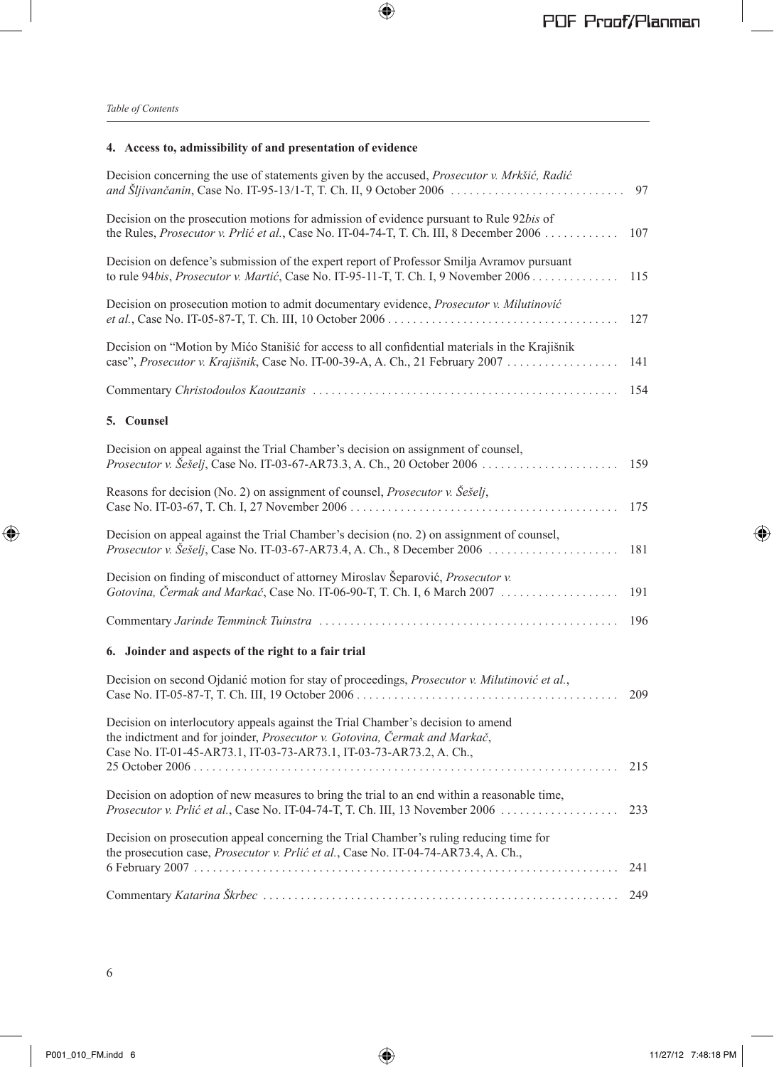## 4. Access to, admissibility of and presentation of evidence

Decision concerning the use of statements given by the accused, *Prosecutor v. Mrkšić, Radić and Šljivančanin*, Case No. IT-95-13/1-T, T. Ch. II, 9 October 2006 . . . . . . . . . . . . . . . . . . . . . . . . . . . . 97

Decision on the prosecution motions for admission of evidence pursuant to Rule 92*bis* of the Rules, *Prosecutor v. Prlić et al.*, Case No. IT-04-74-T, T. Ch. III, 8 December 2006 . . . . . . . . . . . . 107

Decision on defence's submission of the expert report of Professor Smilja Avramov pursuant to rule 94*bis*, *Prosecutor v. Martić*, Case No. IT-95-11-T, T. Ch. I, 9 November 2006 . . . . . . . . . . . . . . 115

Decision on prosecution motion to admit documentary evidence, *Prosecutor v. Milutinović et al.*, Case No. IT-05-87-T, T. Ch. III, 10 October 2006 . . . . . . . . . . . . . . . . . . . . . . . . . . . . . . . . . . . . . 127

Decision on "Motion by Mićo Stanišić for access to all confidential materials in the Krajišnik case", *Prosecutor v. Krajišnik*, Case No. IT-00-39-A, A. Ch., 21 February 2007 . . . . . . . . . . . . . . . . . . 141

Commentary *Christodoulos Kaoutzanis* . . . . . . . . . . . . . . . . . . . . . . . . . . . . . . . . . . . . . . . . . . . . . . . . 154

## 5. Counsel

Decision on appeal against the Trial Chamber's decision on assignment of counsel, *Prosecutor v. Šešelj*, Case No. IT-03-67-AR73.3, A. Ch., 20 October 2006 . . . . . . . . . . . . . . . . . . . . . . 159

Reasons for decision (No. 2) on assignment of counsel, *Prosecutor v. Šešelj*, Case No. IT-03-67, T. Ch. I, 27 November 2006 . . . . . . . . . . . . . . . . . . . . . . . . . . . . . . . . . . . . . . . . . . . 175

Decision on appeal against the Trial Chamber's decision (no. 2) on assignment of counsel, *Prosecutor v. Šešelj*, Case No. IT-03-67-AR73.4, A. Ch., 8 December 2006 . . . . . . . . . . . . . . . . . . . . . 181

Decision on finding of misconduct of attorney Miroslav Šeparović, *Prosecutor v. Gotovina, Čermak and Markač*, Case No. IT-06-90-T, T. Ch. I, 6 March 2007 . . . . . . . . . . . . . . . . . . . 191

Commentary *Jarinde Temminck Tuinstra* . . . . . . . . . . . . . . . . . . . . . . . . . . . . . . . . . . . . . . . . . . . . . . . 196

## 6. Joinder and aspects of the right to a fair trial

Decision on second Ojdanić motion for stay of proceedings, *Prosecutor v. Milutinović et al.*, Case No. IT-05-87-T, T. Ch. III, 19 October 2006 . . . . . . . . . . . . . . . . . . . . . . . . . . . . . . . . . . . . . . . . . . 209

Decision on interlocutory appeals against the Trial Chamber's decision to amend the indictment and for joinder, *Prosecutor v. Gotovina, Čermak and Markač*, Case No. IT-01-45-AR73.1, IT-03-73-AR73.1, IT-03-73-AR73.2, A. Ch., 25 October 2006 . . . . . . . . . . . . . . . . . . . . . . . . . . . . . . . . . . . . . . . . . . . . . . . . . . . . . . . . . . . . . . . . . . . 215

Decision on adoption of new measures to bring the trial to an end within a reasonable time, *Prosecutor v. Prlić et al.*, Case No. IT-04-74-T, T. Ch. III, 13 November 2006 . . . . . . . . . . . . . . . . . . 233

Decision on prosecution appeal concerning the Trial Chamber's ruling reducing time for the prosecution case, *Prosecutor v. Prlić et al.*, Case No. IT-04-74-AR73.4, A. Ch., 6 February 2007 . . . . . . . . . . . . . . . . . . . . . . . . . . . . . . . . . . . . . . . . . . . . . . . . . . . . . . . . . . . . . . . . . . . . 241

Commentary *Katarina Škrbec* . . . . . . . . . . . . . . . . . . . . . . . . . . . . . . . . . . . . . . . . . . . . . . . . . . . . . . . . 249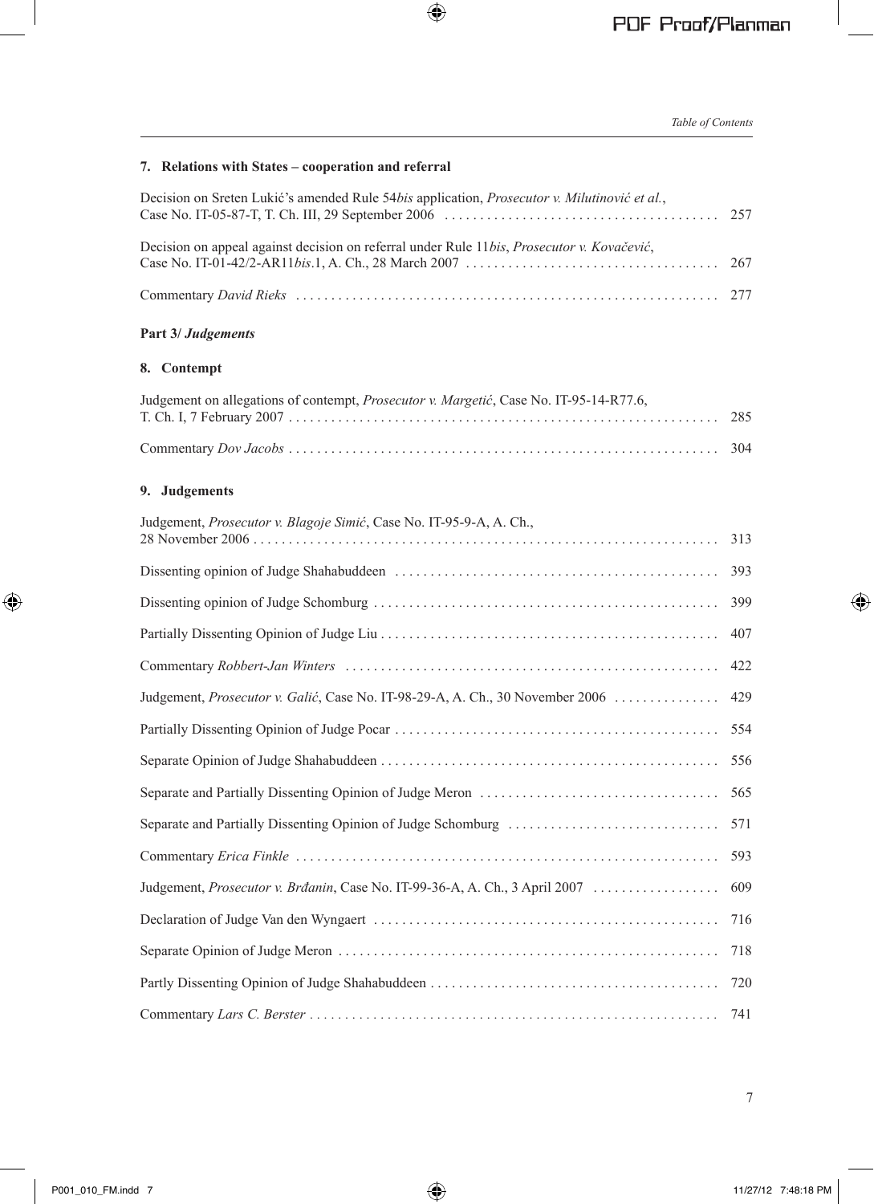### 7. Relations with States – cooperation and referral

Decision on Sreten Lukić's amended Rule 54*bis* application, *Prosecutor v. Milutinović et al.*, Case No. IT-05-87-T, T. Ch. III, 29 September 2006 .......... 257

Decision on appeal against decision on referral under Rule 11*bis*, *Prosecutor v. Kovačević*, Case No. IT-01-42/2-AR11*bis*.1, A. Ch., 28 March 2007 .......... 267

Commentary *David Rieks* .......... 277

## Part 3/ *Judgements*

### 8. Contempt

Judgement on allegations of contempt, *Prosecutor v. Margetić*, Case No. IT-95-14-R77.6, T. Ch. I, 7 February 2007 .......... 285

Commentary *Dov Jacobs* .......... 304

### 9. Judgements

Judgement, *Prosecutor v. Blagoje Simić*, Case No. IT-95-9-A, A. Ch., 28 November 2006 .......... 313

Dissenting opinion of Judge Shahabuddeen .......... 393

Dissenting opinion of Judge Schomburg .......... 399

Partially Dissenting Opinion of Judge Liu .......... 407

Commentary *Robbert-Jan Winters* .......... 422

Judgement, *Prosecutor v. Galić*, Case No. IT-98-29-A, A. Ch., 30 November 2006 .......... 429

Partially Dissenting Opinion of Judge Pocar .......... 554

Separate Opinion of Judge Shahabuddeen .......... 556

Separate and Partially Dissenting Opinion of Judge Meron .......... 565

Separate and Partially Dissenting Opinion of Judge Schomburg .......... 571

Commentary *Erica Finkle* .......... 593

Judgement, *Prosecutor v. Brđanin*, Case No. IT-99-36-A, A. Ch., 3 April 2007 .......... 609

Declaration of Judge Van den Wyngaert .......... 716

Separate Opinion of Judge Meron .......... 718

Partly Dissenting Opinion of Judge Shahabuddeen .......... 720

Commentary *Lars C. Berster* .......... 741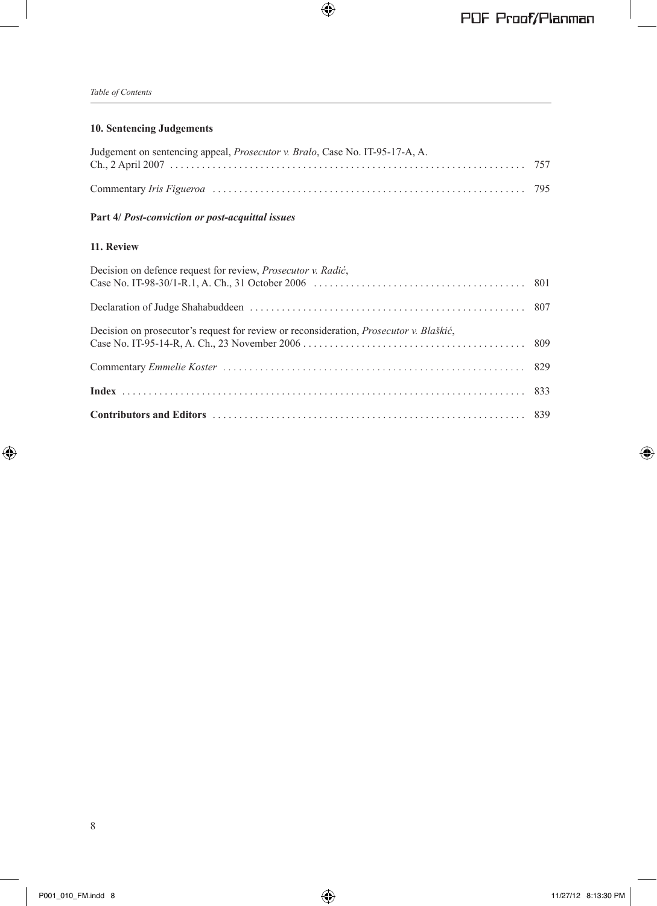### 10. Sentencing Judgements

Judgement on sentencing appeal, *Prosecutor v. Bralo*, Case No. IT-95-17-A, A. Ch., 2 April 2007 . . . . . . . . . . 757

Commentary *Iris Figueroa* . . . . . . . . . . 795

## Part 4/ *Post-conviction or post-acquittal issues*

### 11. Review

Decision on defence request for review, *Prosecutor v. Radić*, Case No. IT-98-30/1-R.1, A. Ch., 31 October 2006 . . . . . . . . . . 801

Declaration of Judge Shahabuddeen . . . . . . . . . . 807

Decision on prosecutor's request for review or reconsideration, *Prosecutor v. Blaškić*, Case No. IT-95-14-R, A. Ch., 23 November 2006 . . . . . . . . . . 809

Commentary *Emmelie Koster* . . . . . . . . . . 829

**Index** . . . . . . . . . . 833

**Contributors and Editors** . . . . . . . . . . 839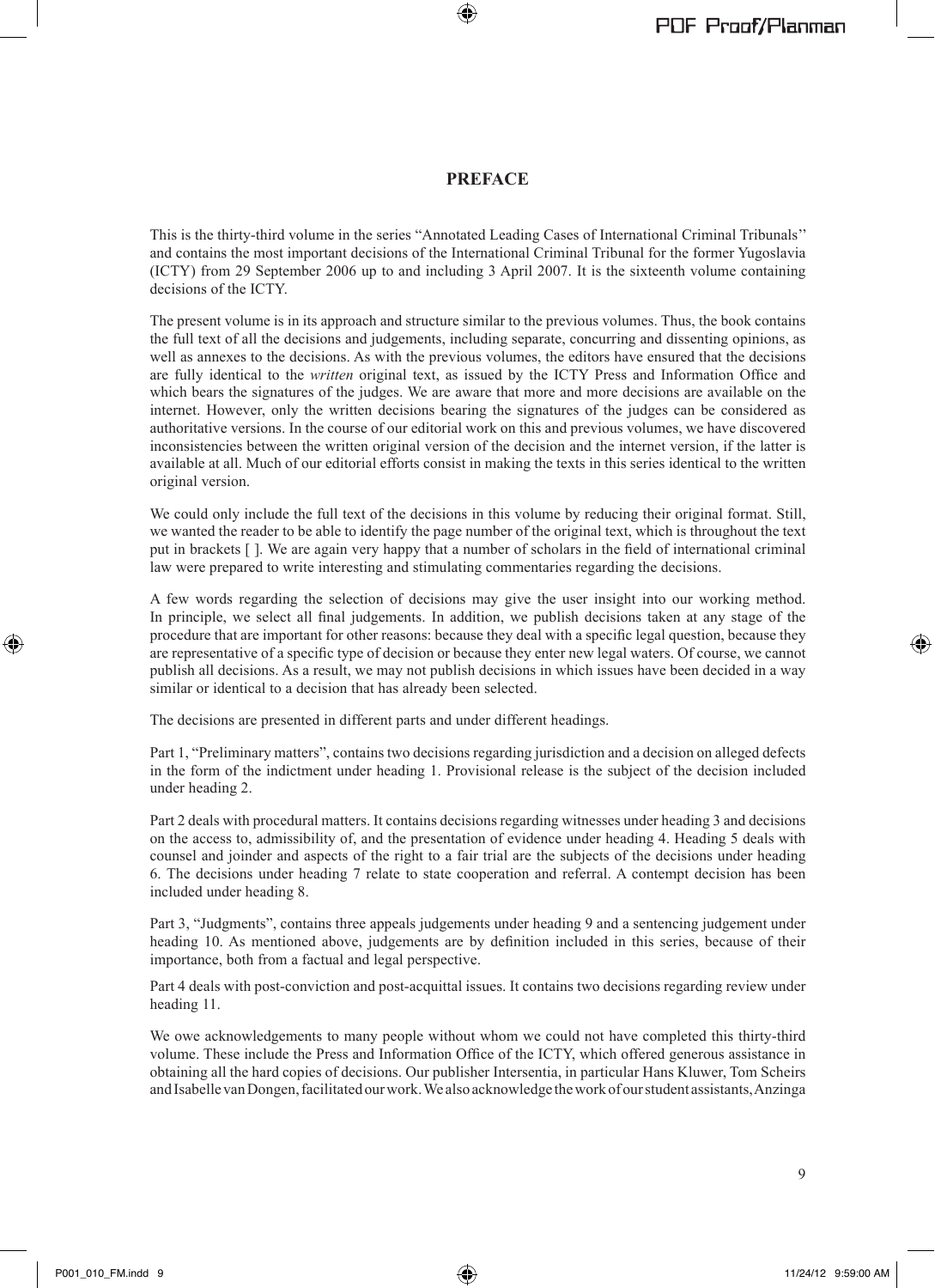# PREFACE

This is the thirty-third volume in the series "Annotated Leading Cases of International Criminal Tribunals'' and contains the most important decisions of the International Criminal Tribunal for the former Yugoslavia (ICTY) from 29 September 2006 up to and including 3 April 2007. It is the sixteenth volume containing decisions of the ICTY.

The present volume is in its approach and structure similar to the previous volumes. Thus, the book contains the full text of all the decisions and judgements, including separate, concurring and dissenting opinions, as well as annexes to the decisions. As with the previous volumes, the editors have ensured that the decisions are fully identical to the *written* original text, as issued by the ICTY Press and Information Office and which bears the signatures of the judges. We are aware that more and more decisions are available on the internet. However, only the written decisions bearing the signatures of the judges can be considered as authoritative versions. In the course of our editorial work on this and previous volumes, we have discovered inconsistencies between the written original version of the decision and the internet version, if the latter is available at all. Much of our editorial efforts consist in making the texts in this series identical to the written original version.

We could only include the full text of the decisions in this volume by reducing their original format. Still, we wanted the reader to be able to identify the page number of the original text, which is throughout the text put in brackets [ ]. We are again very happy that a number of scholars in the field of international criminal law were prepared to write interesting and stimulating commentaries regarding the decisions.

A few words regarding the selection of decisions may give the user insight into our working method. In principle, we select all final judgements. In addition, we publish decisions taken at any stage of the procedure that are important for other reasons: because they deal with a specific legal question, because they are representative of a specific type of decision or because they enter new legal waters. Of course, we cannot publish all decisions. As a result, we may not publish decisions in which issues have been decided in a way similar or identical to a decision that has already been selected.

The decisions are presented in different parts and under different headings.

Part 1, "Preliminary matters", contains two decisions regarding jurisdiction and a decision on alleged defects in the form of the indictment under heading 1. Provisional release is the subject of the decision included under heading 2.

Part 2 deals with procedural matters. It contains decisions regarding witnesses under heading 3 and decisions on the access to, admissibility of, and the presentation of evidence under heading 4. Heading 5 deals with counsel and joinder and aspects of the right to a fair trial are the subjects of the decisions under heading 6. The decisions under heading 7 relate to state cooperation and referral. A contempt decision has been included under heading 8.

Part 3, "Judgments", contains three appeals judgements under heading 9 and a sentencing judgement under heading 10. As mentioned above, judgements are by definition included in this series, because of their importance, both from a factual and legal perspective.

Part 4 deals with post-conviction and post-acquittal issues. It contains two decisions regarding review under heading 11.

We owe acknowledgements to many people without whom we could not have completed this thirty-third volume. These include the Press and Information Office of the ICTY, which offered generous assistance in obtaining all the hard copies of decisions. Our publisher Intersentia, in particular Hans Kluwer, Tom Scheirs and Isabelle van Dongen, facilitated our work. We also acknowledge the work of our student assistants, Anzinga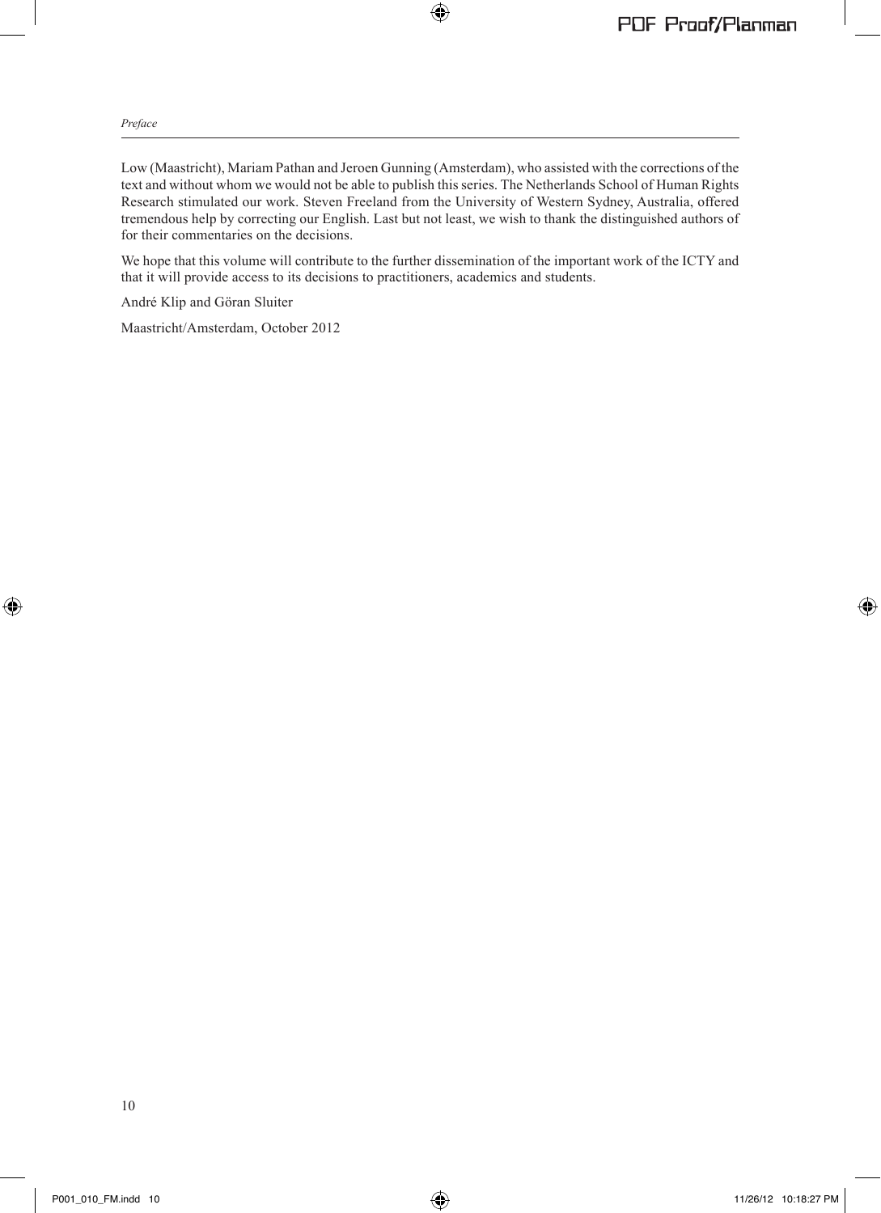Low (Maastricht), Mariam Pathan and Jeroen Gunning (Amsterdam), who assisted with the corrections of the text and without whom we would not be able to publish this series. The Netherlands School of Human Rights Research stimulated our work. Steven Freeland from the University of Western Sydney, Australia, offered tremendous help by correcting our English. Last but not least, we wish to thank the distinguished authors of for their commentaries on the decisions.

We hope that this volume will contribute to the further dissemination of the important work of the ICTY and that it will provide access to its decisions to practitioners, academics and students.

André Klip and Göran Sluiter

Maastricht/Amsterdam, October 2012